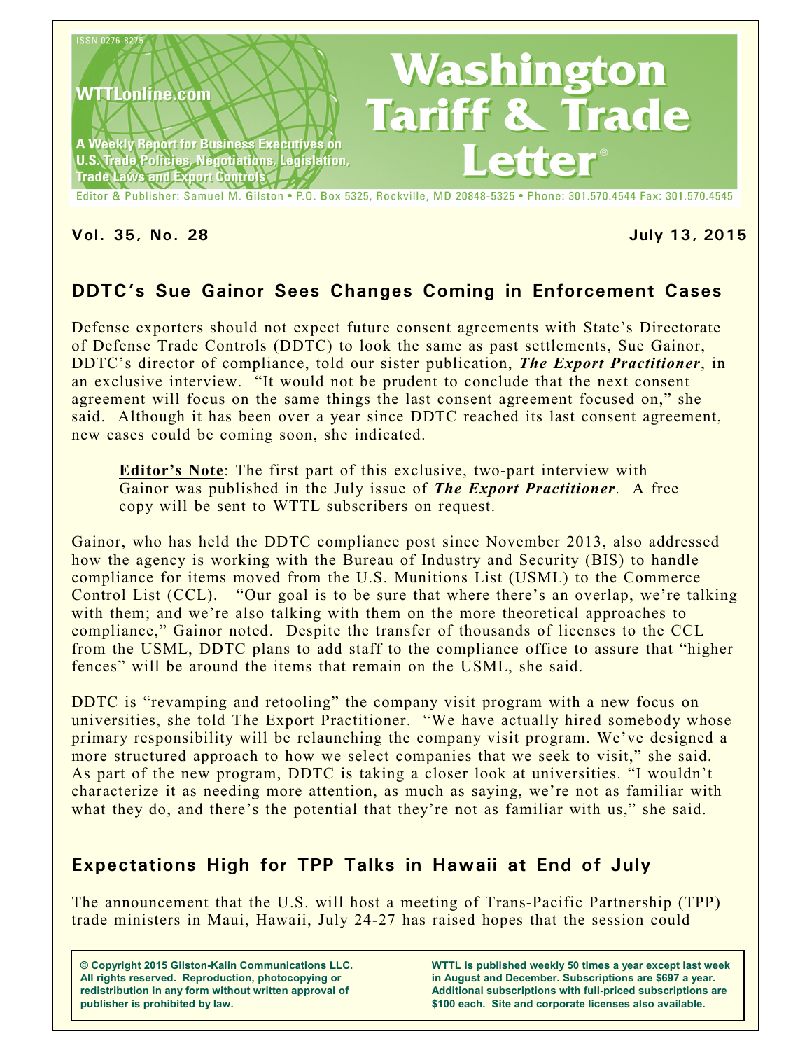ISSN 0276-8275

WTTLonline.com

A Weekly Report for Business Executives on U.S. Trade Policies, Negotiations, Legislation, Trade Laws and Export Controls

# Washington Tariff & Trade Letter®

Editor & Publisher: Samuel M. Gilston • P.O. Box 5325, Rockville, MD 20848-5325 • Phone: 301.570.4544 Fax: 301.570.4545

**Vol. 35, No. 28** **July 13, 2015**

## DDTC's Sue Gainor Sees Changes Coming in Enforcement Cases

Defense exporters should not expect future consent agreements with State's Directorate of Defense Trade Controls (DDTC) to look the same as past settlements, Sue Gainor, DDTC's director of compliance, told our sister publication, ***The Export Practitioner***, in an exclusive interview. "It would not be prudent to conclude that the next consent agreement will focus on the same things the last consent agreement focused on," she said. Although it has been over a year since DDTC reached its last consent agreement, new cases could be coming soon, she indicated.

> **Editor's Note**: The first part of this exclusive, two-part interview with Gainor was published in the July issue of ***The Export Practitioner***. A free copy will be sent to WTTL subscribers on request.

Gainor, who has held the DDTC compliance post since November 2013, also addressed how the agency is working with the Bureau of Industry and Security (BIS) to handle compliance for items moved from the U.S. Munitions List (USML) to the Commerce Control List (CCL). "Our goal is to be sure that where there's an overlap, we're talking with them; and we're also talking with them on the more theoretical approaches to compliance," Gainor noted. Despite the transfer of thousands of licenses to the CCL from the USML, DDTC plans to add staff to the compliance office to assure that "higher fences" will be around the items that remain on the USML, she said.

DDTC is "revamping and retooling" the company visit program with a new focus on universities, she told The Export Practitioner. "We have actually hired somebody whose primary responsibility will be relaunching the company visit program. We've designed a more structured approach to how we select companies that we seek to visit," she said. As part of the new program, DDTC is taking a closer look at universities. "I wouldn't characterize it as needing more attention, as much as saying, we're not as familiar with what they do, and there's the potential that they're not as familiar with us," she said.

## Expectations High for TPP Talks in Hawaii at End of July

The announcement that the U.S. will host a meeting of Trans-Pacific Partnership (TPP) trade ministers in Maui, Hawaii, July 24-27 has raised hopes that the session could

**© Copyright 2015 Gilston-Kalin Communications LLC. All rights reserved. Reproduction, photocopying or redistribution in any form without written approval of publisher is prohibited by law.**

**WTTL is published weekly 50 times a year except last week in August and December. Subscriptions are $697 a year. Additional subscriptions with full-priced subscriptions are $100 each. Site and corporate licenses also available.**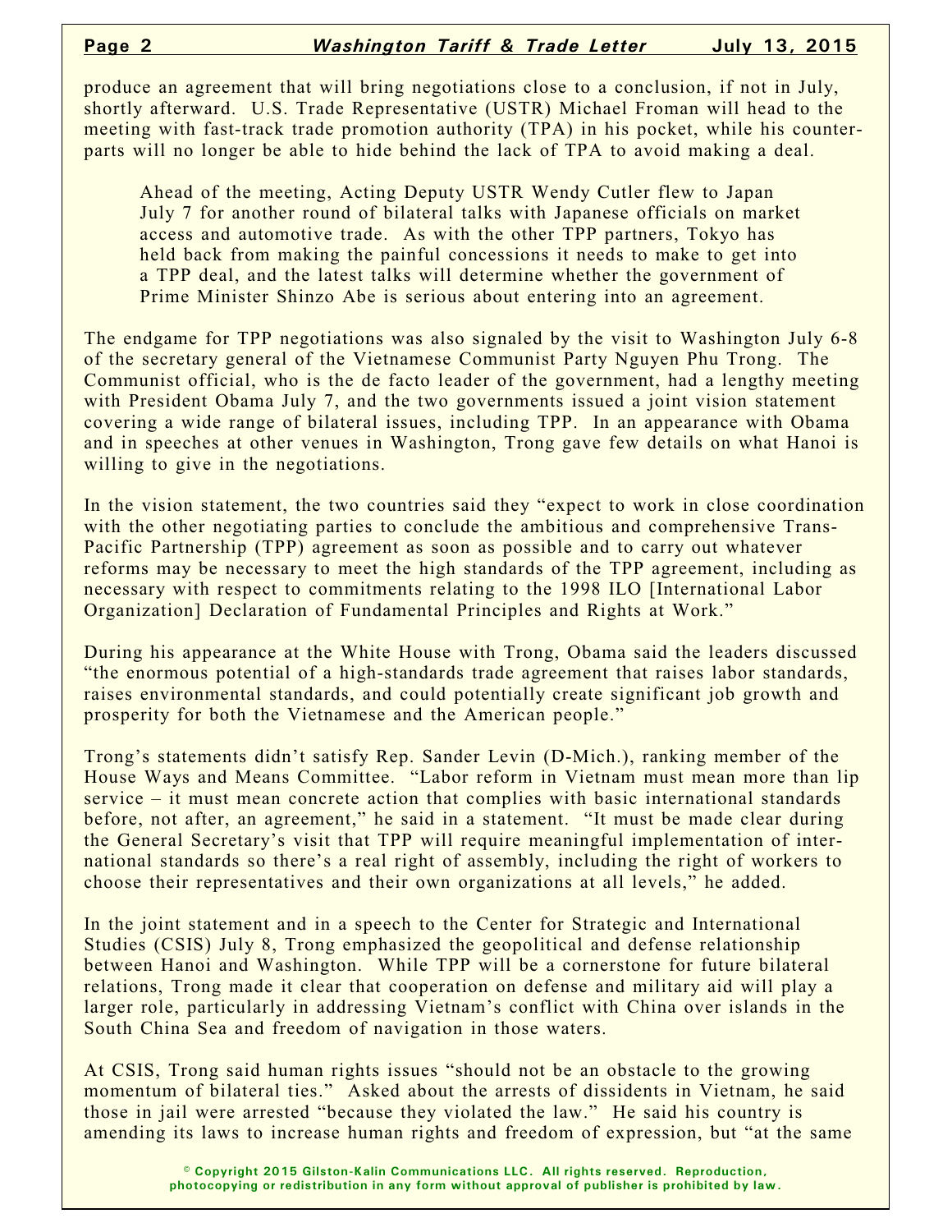produce an agreement that will bring negotiations close to a conclusion, if not in July, shortly afterward. U.S. Trade Representative (USTR) Michael Froman will head to the meeting with fast-track trade promotion authority (TPA) in his pocket, while his counterparts will no longer be able to hide behind the lack of TPA to avoid making a deal.

> Ahead of the meeting, Acting Deputy USTR Wendy Cutler flew to Japan July 7 for another round of bilateral talks with Japanese officials on market access and automotive trade. As with the other TPP partners, Tokyo has held back from making the painful concessions it needs to make to get into a TPP deal, and the latest talks will determine whether the government of Prime Minister Shinzo Abe is serious about entering into an agreement.

The endgame for TPP negotiations was also signaled by the visit to Washington July 6-8 of the secretary general of the Vietnamese Communist Party Nguyen Phu Trong. The Communist official, who is the de facto leader of the government, had a lengthy meeting with President Obama July 7, and the two governments issued a joint vision statement covering a wide range of bilateral issues, including TPP. In an appearance with Obama and in speeches at other venues in Washington, Trong gave few details on what Hanoi is willing to give in the negotiations.

In the vision statement, the two countries said they "expect to work in close coordination with the other negotiating parties to conclude the ambitious and comprehensive Trans-Pacific Partnership (TPP) agreement as soon as possible and to carry out whatever reforms may be necessary to meet the high standards of the TPP agreement, including as necessary with respect to commitments relating to the 1998 ILO [International Labor Organization] Declaration of Fundamental Principles and Rights at Work."

During his appearance at the White House with Trong, Obama said the leaders discussed "the enormous potential of a high-standards trade agreement that raises labor standards, raises environmental standards, and could potentially create significant job growth and prosperity for both the Vietnamese and the American people."

Trong's statements didn't satisfy Rep. Sander Levin (D-Mich.), ranking member of the House Ways and Means Committee. "Labor reform in Vietnam must mean more than lip service – it must mean concrete action that complies with basic international standards before, not after, an agreement," he said in a statement. "It must be made clear during the General Secretary's visit that TPP will require meaningful implementation of international standards so there's a real right of assembly, including the right of workers to choose their representatives and their own organizations at all levels," he added.

In the joint statement and in a speech to the Center for Strategic and International Studies (CSIS) July 8, Trong emphasized the geopolitical and defense relationship between Hanoi and Washington. While TPP will be a cornerstone for future bilateral relations, Trong made it clear that cooperation on defense and military aid will play a larger role, particularly in addressing Vietnam's conflict with China over islands in the South China Sea and freedom of navigation in those waters.

At CSIS, Trong said human rights issues "should not be an obstacle to the growing momentum of bilateral ties." Asked about the arrests of dissidents in Vietnam, he said those in jail were arrested "because they violated the law." He said his country is amending its laws to increase human rights and freedom of expression, but "at the same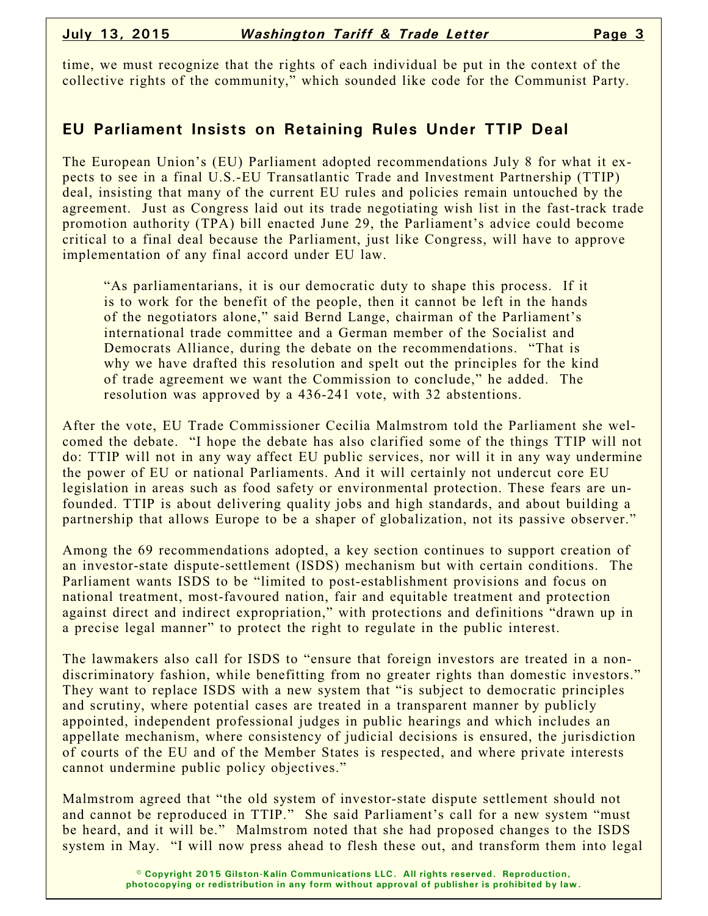time, we must recognize that the rights of each individual be put in the context of the collective rights of the community," which sounded like code for the Communist Party.

## EU Parliament Insists on Retaining Rules Under TTIP Deal

The European Union's (EU) Parliament adopted recommendations July 8 for what it expects to see in a final U.S.-EU Transatlantic Trade and Investment Partnership (TTIP) deal, insisting that many of the current EU rules and policies remain untouched by the agreement. Just as Congress laid out its trade negotiating wish list in the fast-track trade promotion authority (TPA) bill enacted June 29, the Parliament's advice could become critical to a final deal because the Parliament, just like Congress, will have to approve implementation of any final accord under EU law.

> "As parliamentarians, it is our democratic duty to shape this process. If it is to work for the benefit of the people, then it cannot be left in the hands of the negotiators alone," said Bernd Lange, chairman of the Parliament's international trade committee and a German member of the Socialist and Democrats Alliance, during the debate on the recommendations. "That is why we have drafted this resolution and spelt out the principles for the kind of trade agreement we want the Commission to conclude," he added. The resolution was approved by a 436-241 vote, with 32 abstentions.

After the vote, EU Trade Commissioner Cecilia Malmstrom told the Parliament she welcomed the debate. "I hope the debate has also clarified some of the things TTIP will not do: TTIP will not in any way affect EU public services, nor will it in any way undermine the power of EU or national Parliaments. And it will certainly not undercut core EU legislation in areas such as food safety or environmental protection. These fears are unfounded. TTIP is about delivering quality jobs and high standards, and about building a partnership that allows Europe to be a shaper of globalization, not its passive observer."

Among the 69 recommendations adopted, a key section continues to support creation of an investor-state dispute-settlement (ISDS) mechanism but with certain conditions. The Parliament wants ISDS to be "limited to post-establishment provisions and focus on national treatment, most-favoured nation, fair and equitable treatment and protection against direct and indirect expropriation," with protections and definitions "drawn up in a precise legal manner" to protect the right to regulate in the public interest.

The lawmakers also call for ISDS to "ensure that foreign investors are treated in a non-discriminatory fashion, while benefitting from no greater rights than domestic investors." They want to replace ISDS with a new system that "is subject to democratic principles and scrutiny, where potential cases are treated in a transparent manner by publicly appointed, independent professional judges in public hearings and which includes an appellate mechanism, where consistency of judicial decisions is ensured, the jurisdiction of courts of the EU and of the Member States is respected, and where private interests cannot undermine public policy objectives."

Malmstrom agreed that "the old system of investor-state dispute settlement should not and cannot be reproduced in TTIP." She said Parliament's call for a new system "must be heard, and it will be." Malmstrom noted that she had proposed changes to the ISDS system in May. "I will now press ahead to flesh these out, and transform them into legal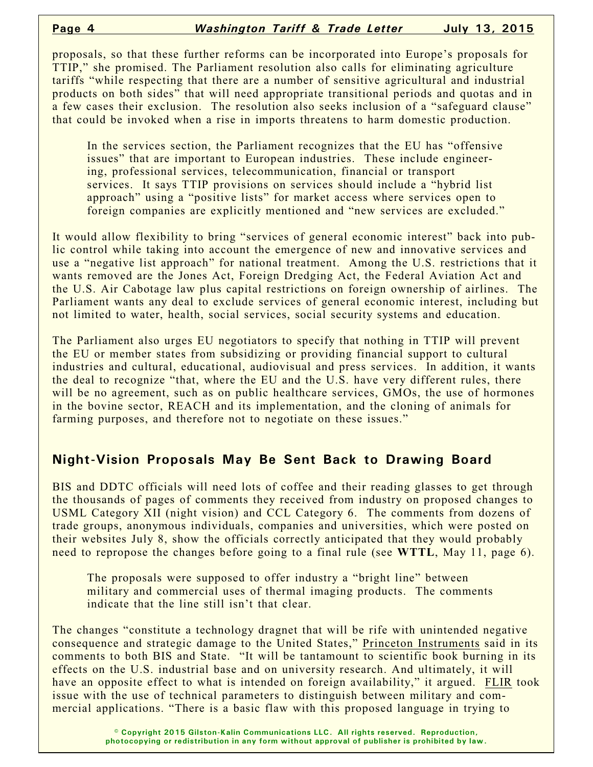proposals, so that these further reforms can be incorporated into Europe's proposals for TTIP," she promised. The Parliament resolution also calls for eliminating agriculture tariffs "while respecting that there are a number of sensitive agricultural and industrial products on both sides" that will need appropriate transitional periods and quotas and in a few cases their exclusion. The resolution also seeks inclusion of a "safeguard clause" that could be invoked when a rise in imports threatens to harm domestic production.

> In the services section, the Parliament recognizes that the EU has "offensive issues" that are important to European industries. These include engineering, professional services, telecommunication, financial or transport services. It says TTIP provisions on services should include a "hybrid list approach" using a "positive lists" for market access where services open to foreign companies are explicitly mentioned and "new services are excluded."

It would allow flexibility to bring "services of general economic interest" back into public control while taking into account the emergence of new and innovative services and use a "negative list approach" for national treatment. Among the U.S. restrictions that it wants removed are the Jones Act, Foreign Dredging Act, the Federal Aviation Act and the U.S. Air Cabotage law plus capital restrictions on foreign ownership of airlines. The Parliament wants any deal to exclude services of general economic interest, including but not limited to water, health, social services, social security systems and education.

The Parliament also urges EU negotiators to specify that nothing in TTIP will prevent the EU or member states from subsidizing or providing financial support to cultural industries and cultural, educational, audiovisual and press services. In addition, it wants the deal to recognize "that, where the EU and the U.S. have very different rules, there will be no agreement, such as on public healthcare services, GMOs, the use of hormones in the bovine sector, REACH and its implementation, and the cloning of animals for farming purposes, and therefore not to negotiate on these issues."

## Night-Vision Proposals May Be Sent Back to Drawing Board

BIS and DDTC officials will need lots of coffee and their reading glasses to get through the thousands of pages of comments they received from industry on proposed changes to USML Category XII (night vision) and CCL Category 6. The comments from dozens of trade groups, anonymous individuals, companies and universities, which were posted on their websites July 8, show the officials correctly anticipated that they would probably need to repropose the changes before going to a final rule (see **WTTL**, May 11, page 6).

> The proposals were supposed to offer industry a "bright line" between military and commercial uses of thermal imaging products. The comments indicate that the line still isn't that clear.

The changes "constitute a technology dragnet that will be rife with unintended negative consequence and strategic damage to the United States," Princeton Instruments said in its comments to both BIS and State. "It will be tantamount to scientific book burning in its effects on the U.S. industrial base and on university research. And ultimately, it will have an opposite effect to what is intended on foreign availability," it argued. FLIR took issue with the use of technical parameters to distinguish between military and commercial applications. "There is a basic flaw with this proposed language in trying to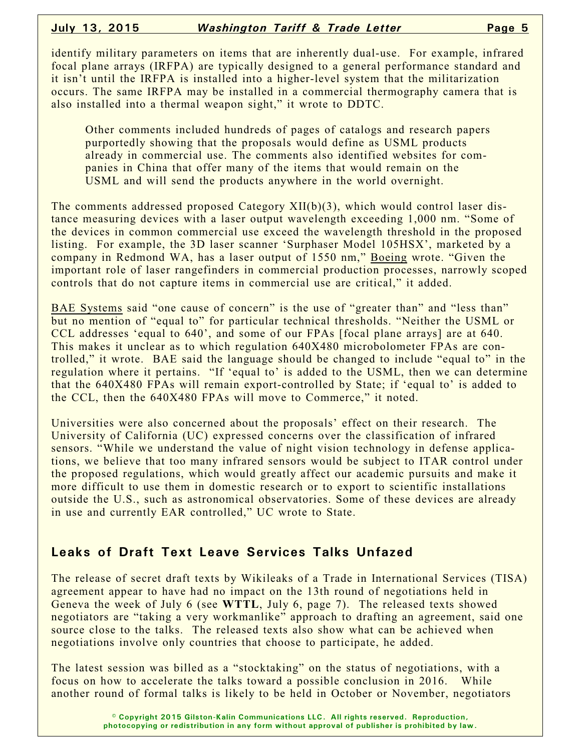identify military parameters on items that are inherently dual-use. For example, infrared focal plane arrays (IRFPA) are typically designed to a general performance standard and it isn't until the IRFPA is installed into a higher-level system that the militarization occurs. The same IRFPA may be installed in a commercial thermography camera that is also installed into a thermal weapon sight," it wrote to DDTC.

> Other comments included hundreds of pages of catalogs and research papers purportedly showing that the proposals would define as USML products already in commercial use. The comments also identified websites for companies in China that offer many of the items that would remain on the USML and will send the products anywhere in the world overnight.

The comments addressed proposed Category XII(b)(3), which would control laser distance measuring devices with a laser output wavelength exceeding 1,000 nm. "Some of the devices in common commercial use exceed the wavelength threshold in the proposed listing. For example, the 3D laser scanner 'Surphaser Model 105HSX', marketed by a company in Redmond WA, has a laser output of 1550 nm," Boeing wrote. "Given the important role of laser rangefinders in commercial production processes, narrowly scoped controls that do not capture items in commercial use are critical," it added.

BAE Systems said "one cause of concern" is the use of "greater than" and "less than" but no mention of "equal to" for particular technical thresholds. "Neither the USML or CCL addresses 'equal to 640', and some of our FPAs [focal plane arrays] are at 640. This makes it unclear as to which regulation 640X480 microbolometer FPAs are controlled," it wrote. BAE said the language should be changed to include "equal to" in the regulation where it pertains. "If 'equal to' is added to the USML, then we can determine that the 640X480 FPAs will remain export-controlled by State; if 'equal to' is added to the CCL, then the 640X480 FPAs will move to Commerce," it noted.

Universities were also concerned about the proposals' effect on their research. The University of California (UC) expressed concerns over the classification of infrared sensors. "While we understand the value of night vision technology in defense applications, we believe that too many infrared sensors would be subject to ITAR control under the proposed regulations, which would greatly affect our academic pursuits and make it more difficult to use them in domestic research or to export to scientific installations outside the U.S., such as astronomical observatories. Some of these devices are already in use and currently EAR controlled," UC wrote to State.

## Leaks of Draft Text Leave Services Talks Unfazed

The release of secret draft texts by Wikileaks of a Trade in International Services (TISA) agreement appear to have had no impact on the 13th round of negotiations held in Geneva the week of July 6 (see **WTTL**, July 6, page 7). The released texts showed negotiators are "taking a very workmanlike" approach to drafting an agreement, said one source close to the talks. The released texts also show what can be achieved when negotiations involve only countries that choose to participate, he added.

The latest session was billed as a "stocktaking" on the status of negotiations, with a focus on how to accelerate the talks toward a possible conclusion in 2016. While another round of formal talks is likely to be held in October or November, negotiators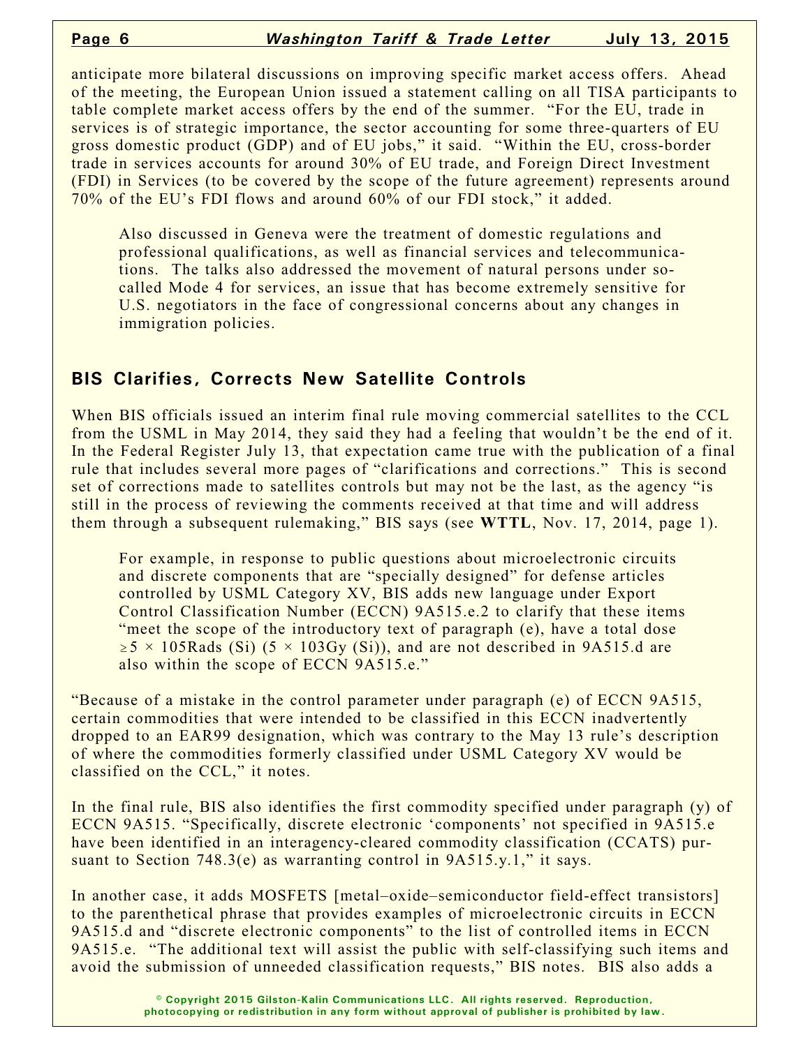anticipate more bilateral discussions on improving specific market access offers. Ahead of the meeting, the European Union issued a statement calling on all TISA participants to table complete market access offers by the end of the summer. "For the EU, trade in services is of strategic importance, the sector accounting for some three-quarters of EU gross domestic product (GDP) and of EU jobs," it said. "Within the EU, cross-border trade in services accounts for around 30% of EU trade, and Foreign Direct Investment (FDI) in Services (to be covered by the scope of the future agreement) represents around 70% of the EU's FDI flows and around 60% of our FDI stock," it added.

> Also discussed in Geneva were the treatment of domestic regulations and professional qualifications, as well as financial services and telecommunications. The talks also addressed the movement of natural persons under so-called Mode 4 for services, an issue that has become extremely sensitive for U.S. negotiators in the face of congressional concerns about any changes in immigration policies.

## BIS Clarifies, Corrects New Satellite Controls

When BIS officials issued an interim final rule moving commercial satellites to the CCL from the USML in May 2014, they said they had a feeling that wouldn't be the end of it. In the Federal Register July 13, that expectation came true with the publication of a final rule that includes several more pages of "clarifications and corrections." This is second set of corrections made to satellites controls but may not be the last, as the agency "is still in the process of reviewing the comments received at that time and will address them through a subsequent rulemaking," BIS says (see **WTTL**, Nov. 17, 2014, page 1).

> For example, in response to public questions about microelectronic circuits and discrete components that are "specially designed" for defense articles controlled by USML Category XV, BIS adds new language under Export Control Classification Number (ECCN) 9A515.e.2 to clarify that these items "meet the scope of the introductory text of paragraph (e), have a total dose $\geq 5 \times 105$Rads (Si) ($5 \times 103$Gy (Si)), and are not described in 9A515.d are also within the scope of ECCN 9A515.e."

"Because of a mistake in the control parameter under paragraph (e) of ECCN 9A515, certain commodities that were intended to be classified in this ECCN inadvertently dropped to an EAR99 designation, which was contrary to the May 13 rule's description of where the commodities formerly classified under USML Category XV would be classified on the CCL," it notes.

In the final rule, BIS also identifies the first commodity specified under paragraph (y) of ECCN 9A515. "Specifically, discrete electronic 'components' not specified in 9A515.e have been identified in an interagency-cleared commodity classification (CCATS) pursuant to Section 748.3(e) as warranting control in 9A515.y.1," it says.

In another case, it adds MOSFETS [metal–oxide–semiconductor field-effect transistors] to the parenthetical phrase that provides examples of microelectronic circuits in ECCN 9A515.d and "discrete electronic components" to the list of controlled items in ECCN 9A515.e. "The additional text will assist the public with self-classifying such items and avoid the submission of unneeded classification requests," BIS notes. BIS also adds a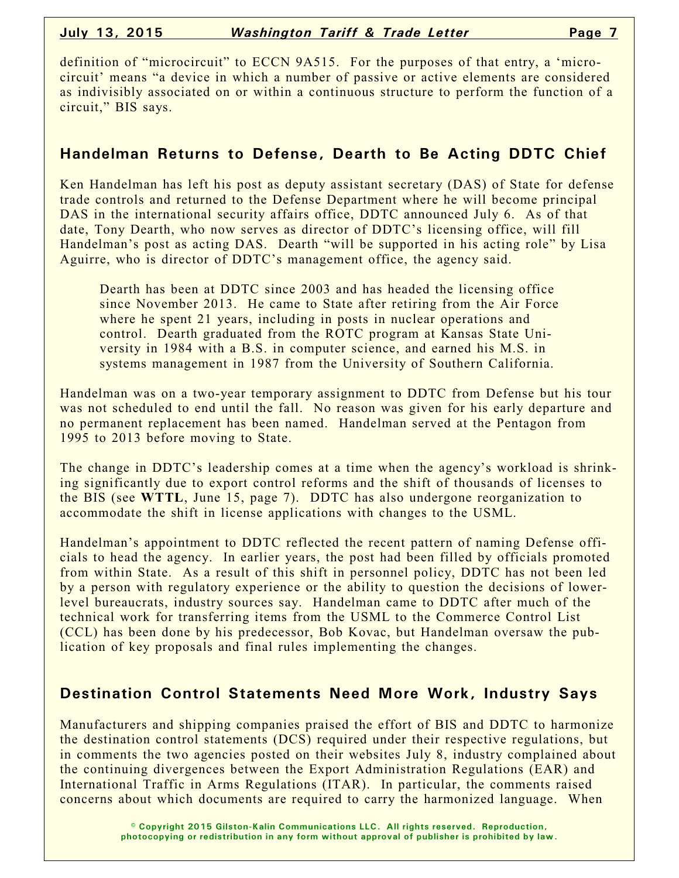definition of "microcircuit" to ECCN 9A515. For the purposes of that entry, a 'microcircuit' means "a device in which a number of passive or active elements are considered as indivisibly associated on or within a continuous structure to perform the function of a circuit," BIS says.

## Handelman Returns to Defense, Dearth to Be Acting DDTC Chief

Ken Handelman has left his post as deputy assistant secretary (DAS) of State for defense trade controls and returned to the Defense Department where he will become principal DAS in the international security affairs office, DDTC announced July 6. As of that date, Tony Dearth, who now serves as director of DDTC's licensing office, will fill Handelman's post as acting DAS. Dearth "will be supported in his acting role" by Lisa Aguirre, who is director of DDTC's management office, the agency said.

> Dearth has been at DDTC since 2003 and has headed the licensing office since November 2013. He came to State after retiring from the Air Force where he spent 21 years, including in posts in nuclear operations and control. Dearth graduated from the ROTC program at Kansas State University in 1984 with a B.S. in computer science, and earned his M.S. in systems management in 1987 from the University of Southern California.

Handelman was on a two-year temporary assignment to DDTC from Defense but his tour was not scheduled to end until the fall. No reason was given for his early departure and no permanent replacement has been named. Handelman served at the Pentagon from 1995 to 2013 before moving to State.

The change in DDTC's leadership comes at a time when the agency's workload is shrinking significantly due to export control reforms and the shift of thousands of licenses to the BIS (see **WTTL**, June 15, page 7). DDTC has also undergone reorganization to accommodate the shift in license applications with changes to the USML.

Handelman's appointment to DDTC reflected the recent pattern of naming Defense officials to head the agency. In earlier years, the post had been filled by officials promoted from within State. As a result of this shift in personnel policy, DDTC has not been led by a person with regulatory experience or the ability to question the decisions of lower-level bureaucrats, industry sources say. Handelman came to DDTC after much of the technical work for transferring items from the USML to the Commerce Control List (CCL) has been done by his predecessor, Bob Kovac, but Handelman oversaw the publication of key proposals and final rules implementing the changes.

## Destination Control Statements Need More Work, Industry Says

Manufacturers and shipping companies praised the effort of BIS and DDTC to harmonize the destination control statements (DCS) required under their respective regulations, but in comments the two agencies posted on their websites July 8, industry complained about the continuing divergences between the Export Administration Regulations (EAR) and International Traffic in Arms Regulations (ITAR). In particular, the comments raised concerns about which documents are required to carry the harmonized language. When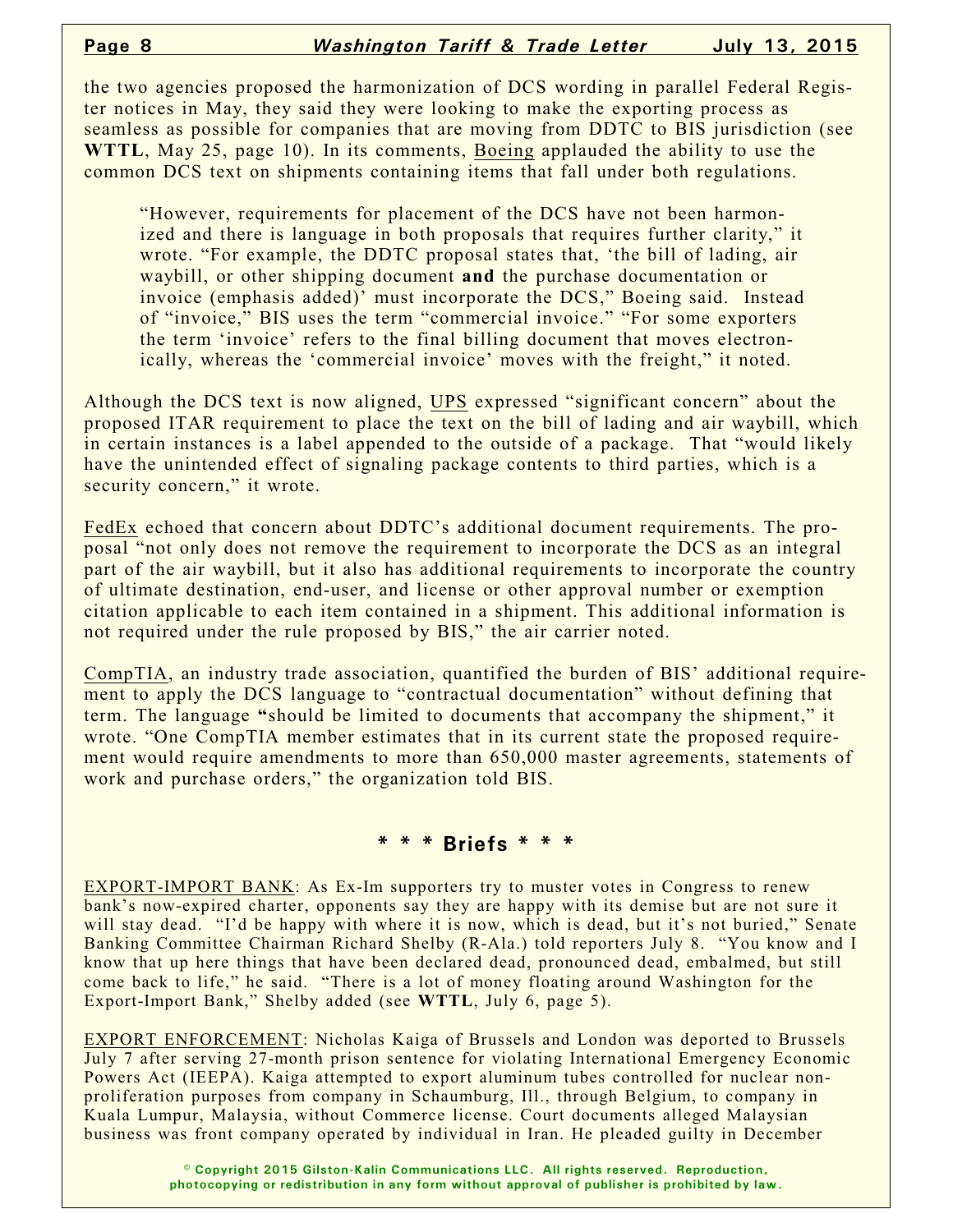the two agencies proposed the harmonization of DCS wording in parallel Federal Register notices in May, they said they were looking to make the exporting process as seamless as possible for companies that are moving from DDTC to BIS jurisdiction (see **WTTL**, May 25, page 10). In its comments, Boeing applauded the ability to use the common DCS text on shipments containing items that fall under both regulations.

> "However, requirements for placement of the DCS have not been harmonized and there is language in both proposals that requires further clarity," it wrote. "For example, the DDTC proposal states that, 'the bill of lading, air waybill, or other shipping document **and** the purchase documentation or invoice (emphasis added)' must incorporate the DCS," Boeing said. Instead of "invoice," BIS uses the term "commercial invoice." "For some exporters the term 'invoice' refers to the final billing document that moves electronically, whereas the 'commercial invoice' moves with the freight," it noted.

Although the DCS text is now aligned, UPS expressed "significant concern" about the proposed ITAR requirement to place the text on the bill of lading and air waybill, which in certain instances is a label appended to the outside of a package. That "would likely have the unintended effect of signaling package contents to third parties, which is a security concern," it wrote.

FedEx echoed that concern about DDTC's additional document requirements. The proposal "not only does not remove the requirement to incorporate the DCS as an integral part of the air waybill, but it also has additional requirements to incorporate the country of ultimate destination, end-user, and license or other approval number or exemption citation applicable to each item contained in a shipment. This additional information is not required under the rule proposed by BIS," the air carrier noted.

CompTIA, an industry trade association, quantified the burden of BIS' additional requirement to apply the DCS language to "contractual documentation" without defining that term. The language "should be limited to documents that accompany the shipment," it wrote. "One CompTIA member estimates that in its current state the proposed requirement would require amendments to more than 650,000 master agreements, statements of work and purchase orders," the organization told BIS.

## * * * Briefs * * *

EXPORT-IMPORT BANK: As Ex-Im supporters try to muster votes in Congress to renew bank's now-expired charter, opponents say they are happy with its demise but are not sure it will stay dead. "I'd be happy with where it is now, which is dead, but it's not buried," Senate Banking Committee Chairman Richard Shelby (R-Ala.) told reporters July 8. "You know and I know that up here things that have been declared dead, pronounced dead, embalmed, but still come back to life," he said. "There is a lot of money floating around Washington for the Export-Import Bank," Shelby added (see **WTTL**, July 6, page 5).

EXPORT ENFORCEMENT: Nicholas Kaiga of Brussels and London was deported to Brussels July 7 after serving 27-month prison sentence for violating International Emergency Economic Powers Act (IEEPA). Kaiga attempted to export aluminum tubes controlled for nuclear non-proliferation purposes from company in Schaumburg, Ill., through Belgium, to company in Kuala Lumpur, Malaysia, without Commerce license. Court documents alleged Malaysian business was front company operated by individual in Iran. He pleaded guilty in December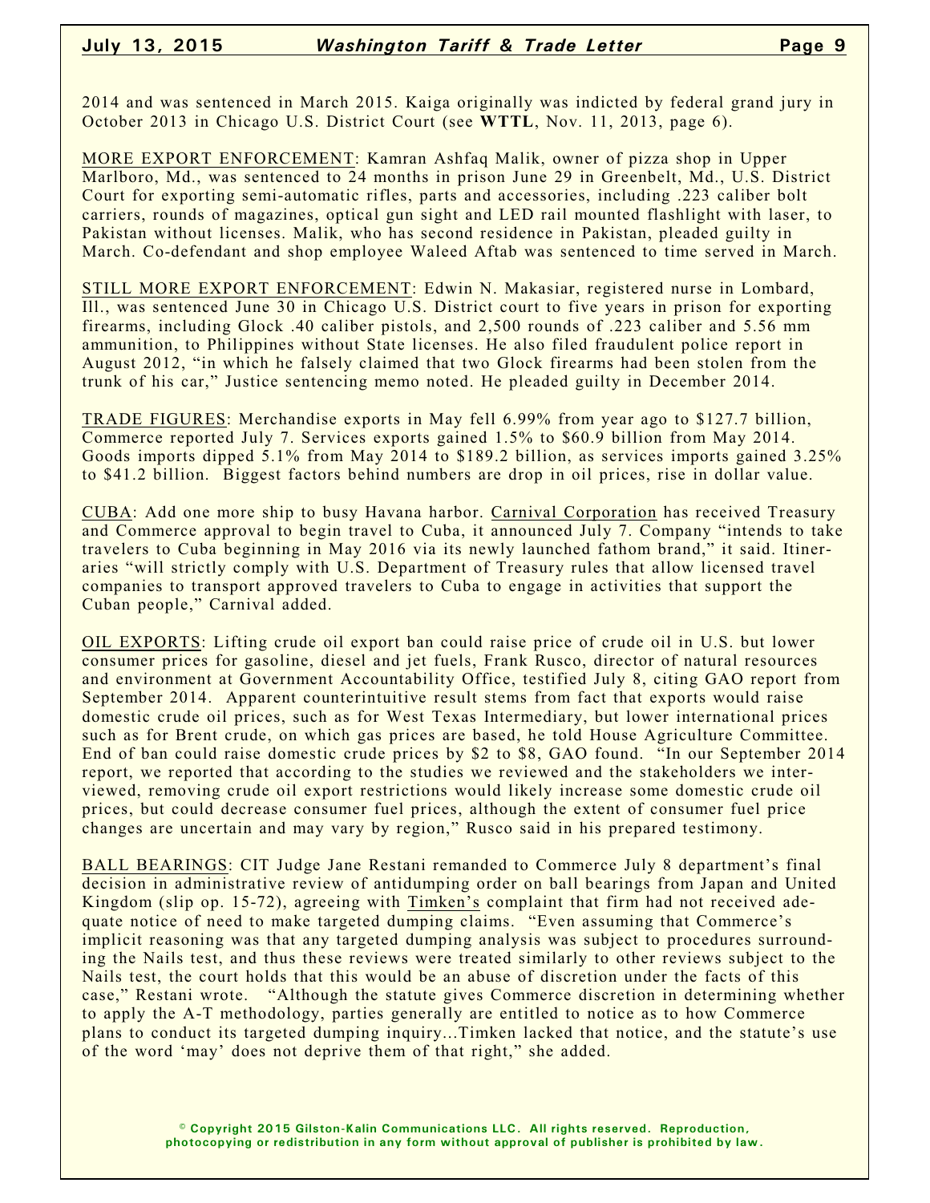2014 and was sentenced in March 2015. Kaiga originally was indicted by federal grand jury in October 2013 in Chicago U.S. District Court (see **WTTL**, Nov. 11, 2013, page 6).

<u>MORE EXPORT ENFORCEMENT</u>: Kamran Ashfaq Malik, owner of pizza shop in Upper Marlboro, Md., was sentenced to 24 months in prison June 29 in Greenbelt, Md., U.S. District Court for exporting semi-automatic rifles, parts and accessories, including .223 caliber bolt carriers, rounds of magazines, optical gun sight and LED rail mounted flashlight with laser, to Pakistan without licenses. Malik, who has second residence in Pakistan, pleaded guilty in March. Co-defendant and shop employee Waleed Aftab was sentenced to time served in March.

<u>STILL MORE EXPORT ENFORCEMENT</u>: Edwin N. Makasiar, registered nurse in Lombard, Ill., was sentenced June 30 in Chicago U.S. District court to five years in prison for exporting firearms, including Glock .40 caliber pistols, and 2,500 rounds of .223 caliber and 5.56 mm ammunition, to Philippines without State licenses. He also filed fraudulent police report in August 2012, "in which he falsely claimed that two Glock firearms had been stolen from the trunk of his car," Justice sentencing memo noted. He pleaded guilty in December 2014.

<u>TRADE FIGURES</u>: Merchandise exports in May fell 6.99% from year ago to $127.7 billion, Commerce reported July 7. Services exports gained 1.5% to $60.9 billion from May 2014. Goods imports dipped 5.1% from May 2014 to $189.2 billion, as services imports gained 3.25% to $41.2 billion. Biggest factors behind numbers are drop in oil prices, rise in dollar value.

<u>CUBA</u>: Add one more ship to busy Havana harbor. <u>Carnival Corporation</u> has received Treasury and Commerce approval to begin travel to Cuba, it announced July 7. Company "intends to take travelers to Cuba beginning in May 2016 via its newly launched fathom brand," it said. Itineraries "will strictly comply with U.S. Department of Treasury rules that allow licensed travel companies to transport approved travelers to Cuba to engage in activities that support the Cuban people," Carnival added.

<u>OIL EXPORTS</u>: Lifting crude oil export ban could raise price of crude oil in U.S. but lower consumer prices for gasoline, diesel and jet fuels, Frank Rusco, director of natural resources and environment at Government Accountability Office, testified July 8, citing GAO report from September 2014. Apparent counterintuitive result stems from fact that exports would raise domestic crude oil prices, such as for West Texas Intermediary, but lower international prices such as for Brent crude, on which gas prices are based, he told House Agriculture Committee. End of ban could raise domestic crude prices by $2 to $8, GAO found. "In our September 2014 report, we reported that according to the studies we reviewed and the stakeholders we interviewed, removing crude oil export restrictions would likely increase some domestic crude oil prices, but could decrease consumer fuel prices, although the extent of consumer fuel price changes are uncertain and may vary by region," Rusco said in his prepared testimony.

<u>BALL BEARINGS</u>: CIT Judge Jane Restani remanded to Commerce July 8 department's final decision in administrative review of antidumping order on ball bearings from Japan and United Kingdom (slip op. 15-72), agreeing with <u>Timken's</u> complaint that firm had not received adequate notice of need to make targeted dumping claims. "Even assuming that Commerce's implicit reasoning was that any targeted dumping analysis was subject to procedures surrounding the Nails test, and thus these reviews were treated similarly to other reviews subject to the Nails test, the court holds that this would be an abuse of discretion under the facts of this case," Restani wrote. "Although the statute gives Commerce discretion in determining whether to apply the A-T methodology, parties generally are entitled to notice as to how Commerce plans to conduct its targeted dumping inquiry...Timken lacked that notice, and the statute's use of the word 'may' does not deprive them of that right," she added.

© Copyright 2015 Gilston-Kalin Communications LLC. All rights reserved. Reproduction, photocopying or redistribution in any form without approval of publisher is prohibited by law.